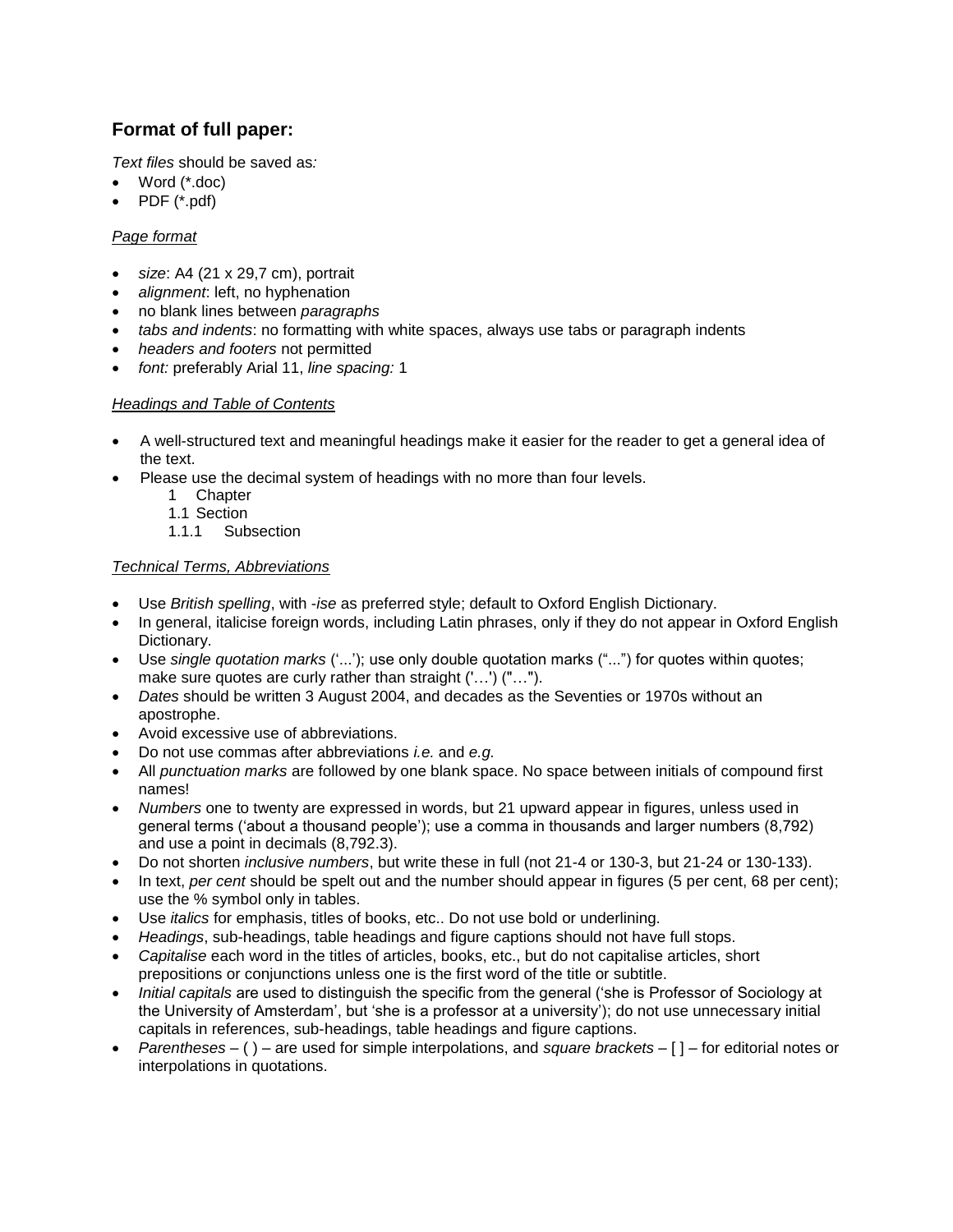## Format of full paper:

*Text files* should be saved as*:*

- Word (*.doc)
- PDF (*.pdf)

*Page format*

- *size*: A4 (21 x 29,7 cm), portrait
- *alignment*: left, no hyphenation
- no blank lines between *paragraphs*
- *tabs and indents*: no formatting with white spaces, always use tabs or paragraph indents
- *headers and footers* not permitted
- *font:* preferably Arial 11, *line spacing:* 1

*Headings and Table of Contents*

- A well-structured text and meaningful headings make it easier for the reader to get a general idea of the text.
- Please use the decimal system of headings with no more than four levels.

  1 Chapter
  1.1 Section
  1.1.1 Subsection

*Technical Terms, Abbreviations*

- Use *British spelling*, with *-ise* as preferred style; default to Oxford English Dictionary.
- In general, italicise foreign words, including Latin phrases, only if they do not appear in Oxford English Dictionary.
- Use *single quotation marks* ('...'); use only double quotation marks ("...") for quotes within quotes; make sure quotes are curly rather than straight ('…') ("…").
- *Dates* should be written 3 August 2004, and decades as the Seventies or 1970s without an apostrophe.
- Avoid excessive use of abbreviations.
- Do not use commas after abbreviations *i.e.* and *e.g.*
- All *punctuation marks* are followed by one blank space. No space between initials of compound first names!
- *Numbers* one to twenty are expressed in words, but 21 upward appear in figures, unless used in general terms ('about a thousand people'); use a comma in thousands and larger numbers (8,792) and use a point in decimals (8,792.3).
- Do not shorten *inclusive numbers*, but write these in full (not 21-4 or 130-3, but 21-24 or 130-133).
- In text, *per cent* should be spelt out and the number should appear in figures (5 per cent, 68 per cent); use the % symbol only in tables.
- Use *italics* for emphasis, titles of books, etc.. Do not use bold or underlining.
- *Headings*, sub-headings, table headings and figure captions should not have full stops.
- *Capitalise* each word in the titles of articles, books, etc., but do not capitalise articles, short prepositions or conjunctions unless one is the first word of the title or subtitle.
- *Initial capitals* are used to distinguish the specific from the general ('she is Professor of Sociology at the University of Amsterdam', but 'she is a professor at a university'); do not use unnecessary initial capitals in references, sub-headings, table headings and figure captions.
- *Parentheses* – ( ) – are used for simple interpolations, and *square brackets* – [ ] – for editorial notes or interpolations in quotations.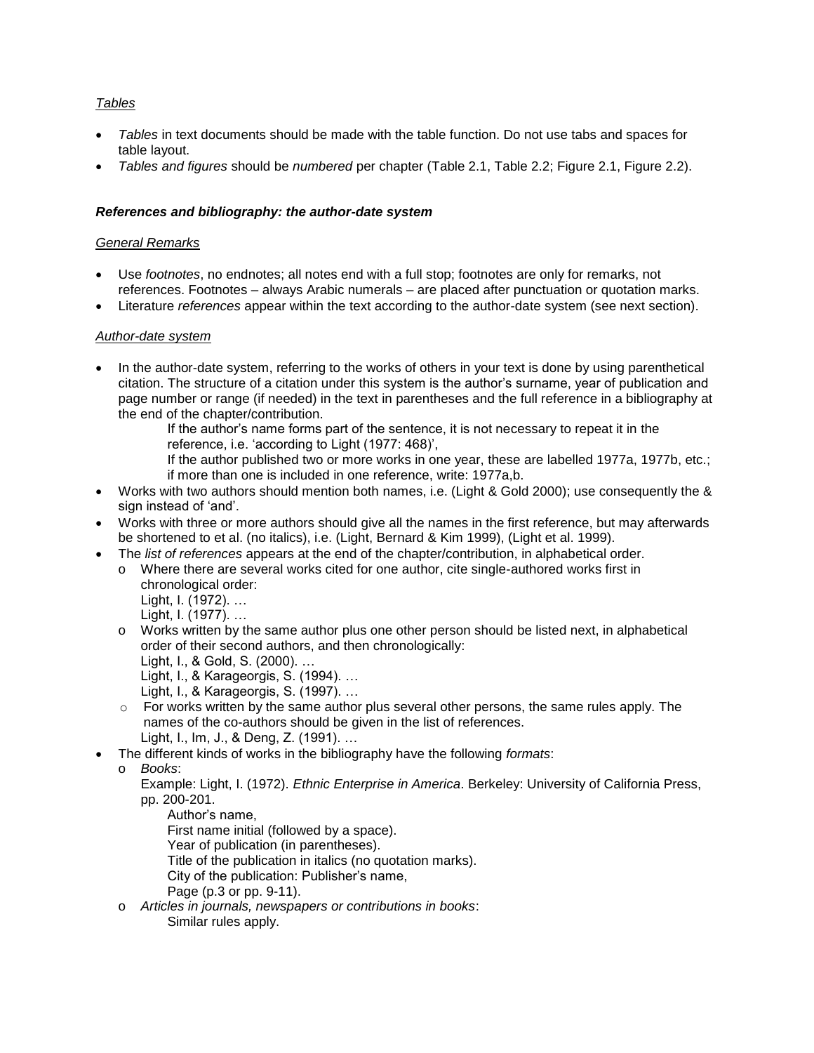*Tables*

- *Tables* in text documents should be made with the table function. Do not use tabs and spaces for table layout.
- *Tables and figures* should be *numbered* per chapter (Table 2.1, Table 2.2; Figure 2.1, Figure 2.2).

***References and bibliography: the author-date system***

*General Remarks*

- Use *footnotes*, no endnotes; all notes end with a full stop; footnotes are only for remarks, not references. Footnotes – always Arabic numerals – are placed after punctuation or quotation marks.
- Literature *references* appear within the text according to the author-date system (see next section).

*Author-date system*

- In the author-date system, referring to the works of others in your text is done by using parenthetical citation. The structure of a citation under this system is the author's surname, year of publication and page number or range (if needed) in the text in parentheses and the full reference in a bibliography at the end of the chapter/contribution.
  - If the author's name forms part of the sentence, it is not necessary to repeat it in the reference, i.e. 'according to Light (1977: 468)',
  - If the author published two or more works in one year, these are labelled 1977a, 1977b, etc.; if more than one is included in one reference, write: 1977a,b.
- Works with two authors should mention both names, i.e. (Light & Gold 2000); use consequently the & sign instead of 'and'.
- Works with three or more authors should give all the names in the first reference, but may afterwards be shortened to et al. (no italics), i.e. (Light, Bernard & Kim 1999), (Light et al. 1999).
- The *list of references* appears at the end of the chapter/contribution, in alphabetical order.
  - Where there are several works cited for one author, cite single-authored works first in chronological order:
    Light, I. (1972). …
    Light, I. (1977). …
  - Works written by the same author plus one other person should be listed next, in alphabetical order of their second authors, and then chronologically:
    Light, I., & Gold, S. (2000). …
    Light, I., & Karageorgis, S. (1994). …
    Light, I., & Karageorgis, S. (1997). …
  - For works written by the same author plus several other persons, the same rules apply. The names of the co-authors should be given in the list of references.
    Light, I., Im, J., & Deng, Z. (1991). …
- The different kinds of works in the bibliography have the following *formats*:
  - *Books*:
    Example: Light, I. (1972). *Ethnic Enterprise in America*. Berkeley: University of California Press, pp. 200-201.
    - Author's name,
    - First name initial (followed by a space).
    - Year of publication (in parentheses).
    - Title of the publication in italics (no quotation marks).
    - City of the publication: Publisher's name,
    - Page (p.3 or pp. 9-11).
  - *Articles in journals, newspapers or contributions in books*:
    Similar rules apply.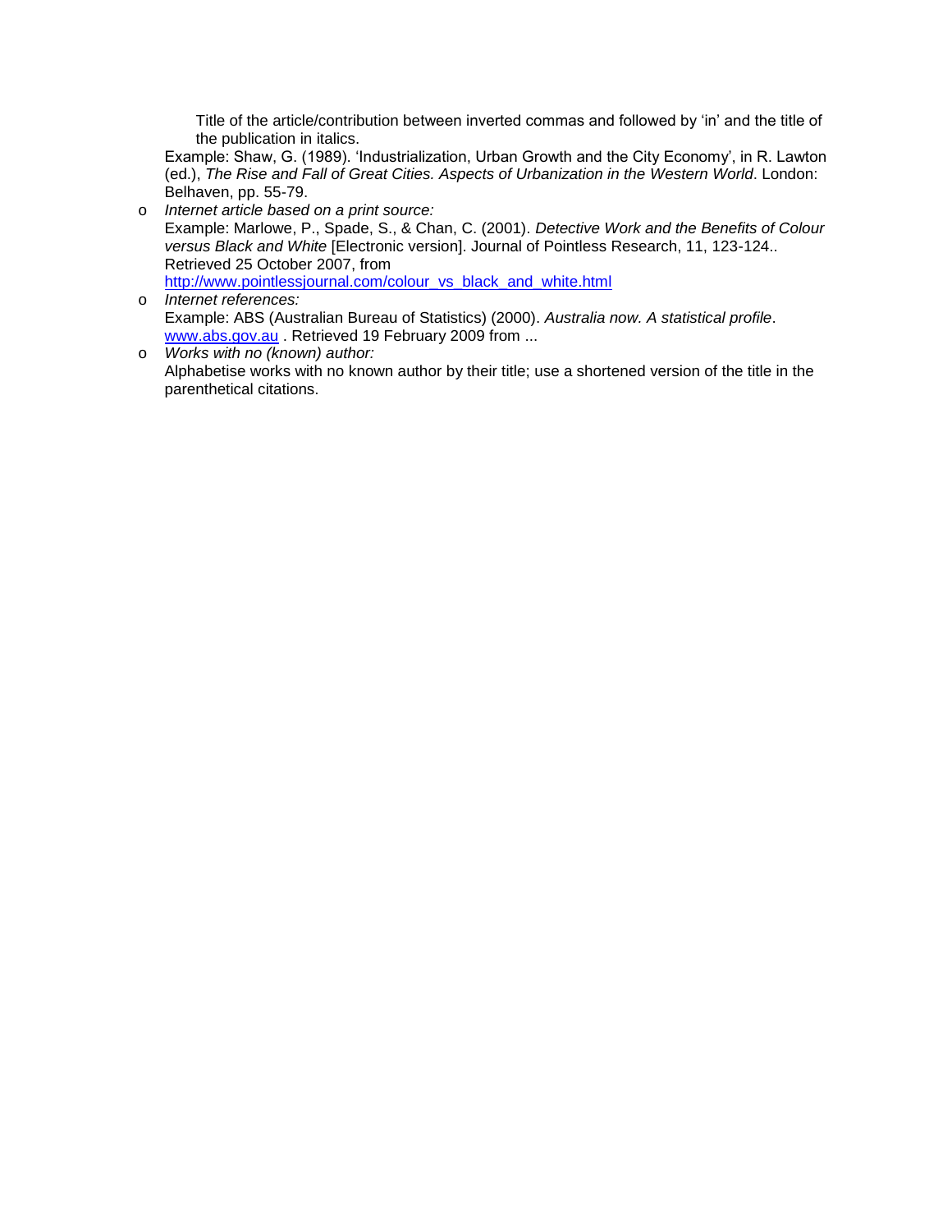Title of the article/contribution between inverted commas and followed by 'in' and the title of the publication in italics.

Example: Shaw, G. (1989). 'Industrialization, Urban Growth and the City Economy', in R. Lawton (ed.), *The Rise and Fall of Great Cities. Aspects of Urbanization in the Western World*. London: Belhaven, pp. 55-79.

- *Internet article based on a print source:*
  Example: Marlowe, P., Spade, S., & Chan, C. (2001). *Detective Work and the Benefits of Colour versus Black and White* [Electronic version]. Journal of Pointless Research, 11, 123-124.. Retrieved 25 October 2007, from http://www.pointlessjournal.com/colour_vs_black_and_white.html
- *Internet references:*
  Example: ABS (Australian Bureau of Statistics) (2000). *Australia now. A statistical profile*. www.abs.gov.au . Retrieved 19 February 2009 from ...
- *Works with no (known) author:*
  Alphabetise works with no known author by their title; use a shortened version of the title in the parenthetical citations.